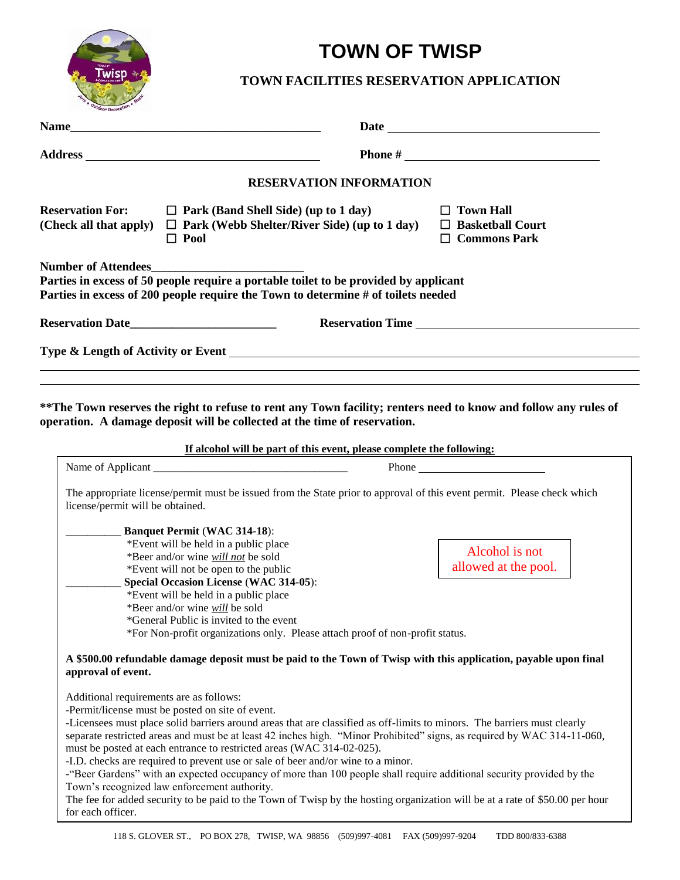# TOWN OF TWISP

## TOWN FACILITIES RESERVATION APPLICATION

**Name**\_\_\_\_\_\_\_\_\_\_\_\_\_\_\_\_\_\_\_\_\_\_\_\_\_\_\_\_\_\_\_\_\_\_\_\_\_\_\_\_ **Date** \_\_\_\_\_\_\_\_\_\_\_\_\_\_\_\_\_\_\_\_\_\_\_\_\_\_\_\_\_\_\_\_\_\_\_\_

**Address** \_\_\_\_\_\_\_\_\_\_\_\_\_\_\_\_\_\_\_\_\_\_\_\_\_\_\_\_\_\_\_\_\_\_\_\_\_\_ **Phone #** \_\_\_\_\_\_\_\_\_\_\_\_\_\_\_\_\_\_\_\_\_\_\_\_\_\_\_\_\_\_\_\_\_\_

### RESERVATION INFORMATION

**Reservation For:**
**(Check all that apply)**

- ☐ **Park (Band Shell Side) (up to 1 day)**
- ☐ **Park (Webb Shelter/River Side) (up to 1 day)**
- ☐ **Pool**
- ☐ **Town Hall**
- ☐ **Basketball Court**
- ☐ **Commons Park**

**Number of Attendees**\_\_\_\_\_\_\_\_\_\_\_\_\_\_\_\_\_\_\_\_\_\_\_\_\_
**Parties in excess of 50 people require a portable toilet to be provided by applicant**
**Parties in excess of 200 people require the Town to determine # of toilets needed**

**Reservation Date**\_\_\_\_\_\_\_\_\_\_\_\_\_\_\_\_\_\_\_\_\_\_\_\_ **Reservation Time** \_\_\_\_\_\_\_\_\_\_\_\_\_\_\_\_\_\_\_\_\_\_\_\_\_\_\_\_\_\_\_\_\_\_\_\_

**Type & Length of Activity or Event** \_\_\_\_\_\_\_\_\_\_\_\_\_\_\_\_\_\_\_\_\_\_\_\_\_\_\_\_\_\_\_\_\_\_\_\_\_\_\_\_\_\_\_\_\_\_\_\_\_\_\_\_\_\_\_\_

\_\_\_\_\_\_\_\_\_\_\_\_\_\_\_\_\_\_\_\_\_\_\_\_\_\_\_\_\_\_\_\_\_\_\_\_\_\_\_\_\_\_\_\_\_\_\_\_\_\_\_\_\_\_\_\_\_\_\_\_\_\_\_\_\_\_\_\_\_\_\_\_\_\_\_\_\_\_\_\_\_\_\_\_\_\_\_\_\_\_\_

\_\_\_\_\_\_\_\_\_\_\_\_\_\_\_\_\_\_\_\_\_\_\_\_\_\_\_\_\_\_\_\_\_\_\_\_\_\_\_\_\_\_\_\_\_\_\_\_\_\_\_\_\_\_\_\_\_\_\_\_\_\_\_\_\_\_\_\_\_\_\_\_\_\_\_\_\_\_\_\_\_\_\_\_\_\_\_\_\_\_\_

**\*\*The Town reserves the right to refuse to rent any Town facility; renters need to know and follow any rules of operation. A damage deposit will be collected at the time of reservation.**

**<u>If alcohol will be part of this event, please complete the following:</u>**

Name of Applicant \_\_\_\_\_\_\_\_\_\_\_\_\_\_\_\_\_\_\_\_\_\_\_\_\_\_\_\_\_\_\_\_\_\_\_\_ Phone \_\_\_\_\_\_\_\_\_\_\_\_\_\_\_\_\_\_\_\_\_\_

The appropriate license/permit must be issued from the State prior to approval of this event permit. Please check which license/permit will be obtained.

Alcohol is not allowed at the pool.

\_\_\_\_\_\_\_\_\_\_ **Banquet Permit** (**WAC 314-18**):
- \*Event will be held in a public place
- \*Beer and/or wine ***will not*** be sold
- \*Event will not be open to the public

\_\_\_\_\_\_\_\_\_\_ **Special Occasion License** (**WAC 314-05**):
- \*Event will be held in a public place
- \*Beer and/or wine ***will*** be sold
- \*General Public is invited to the event
- \*For Non-profit organizations only. Please attach proof of non-profit status.

**A $500.00 refundable damage deposit must be paid to the Town of Twisp with this application, payable upon final approval of event.**

Additional requirements are as follows:
-Permit/license must be posted on site of event.
-Licensees must place solid barriers around areas that are classified as off-limits to minors. The barriers must clearly separate restricted areas and must be at least 42 inches high. "Minor Prohibited" signs, as required by WAC 314-11-060, must be posted at each entrance to restricted areas (WAC 314-02-025).
-I.D. checks are required to prevent use or sale of beer and/or wine to a minor.
-"Beer Gardens" with an expected occupancy of more than 100 people shall require additional security provided by the Town's recognized law enforcement authority.
The fee for added security to be paid to the Town of Twisp by the hosting organization will be at a rate of $50.00 per hour for each officer.

118 S. GLOVER ST., PO BOX 278, TWISP, WA 98856 (509)997-4081 FAX (509)997-9204 TDD 800/833-6388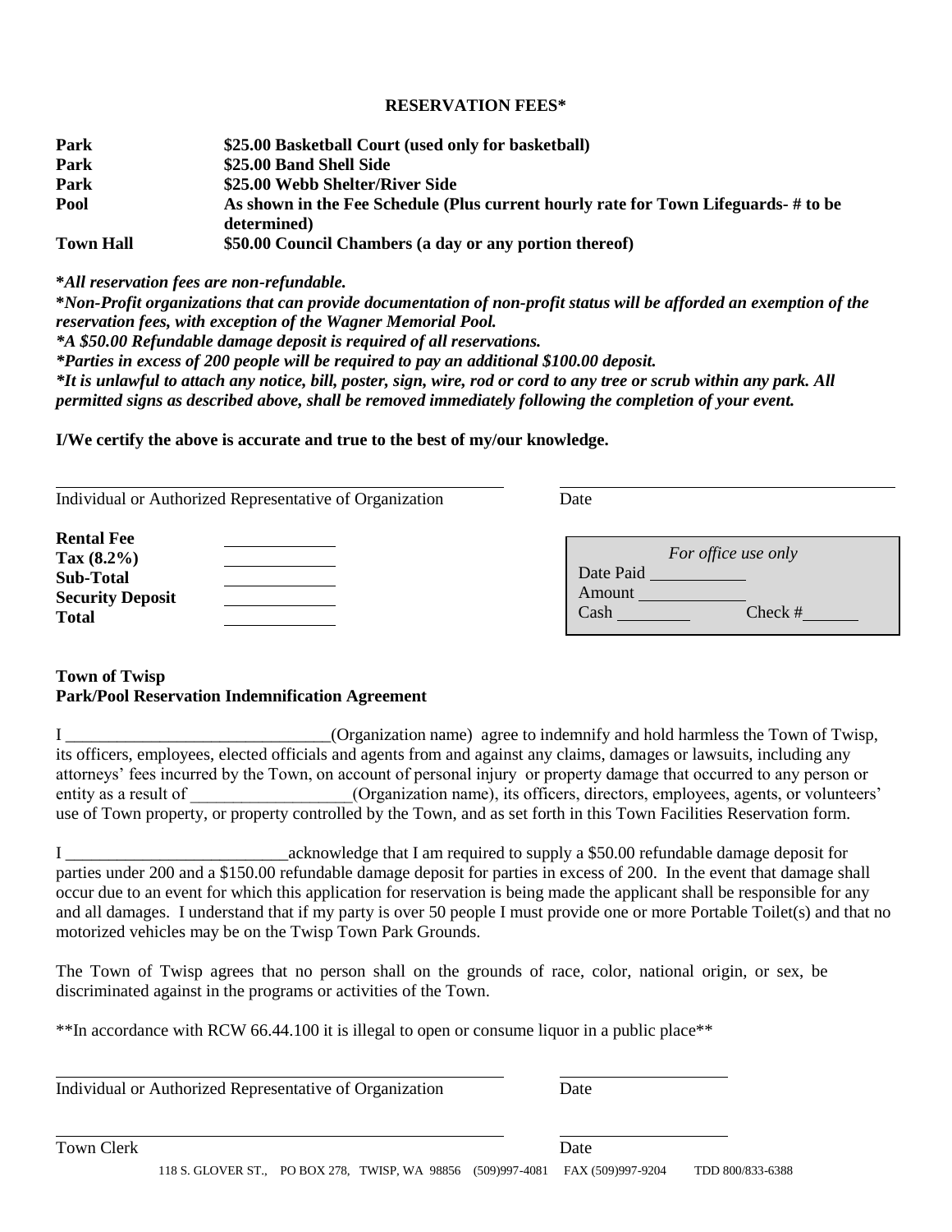**RESERVATION FEES***

| | |
|---|---|
| **Park** | **$25.00 Basketball Court (used only for basketball)** |
| **Park** | **$25.00 Band Shell Side** |
| **Park** | **$25.00 Webb Shelter/River Side** |
| **Pool** | **As shown in the Fee Schedule (Plus current hourly rate for Town Lifeguards- # to be determined)** |
| **Town Hall** | **$50.00 Council Chambers (a day or any portion thereof)** |

***All reservation fees are non-refundable.***
***Non-Profit organizations that can provide documentation of non-profit status will be afforded an exemption of the reservation fees, with exception of the Wagner Memorial Pool.***
***A $50.00 Refundable damage deposit is required of all reservations.***
***Parties in excess of 200 people will be required to pay an additional $100.00 deposit.***
***It is unlawful to attach any notice, bill, poster, sign, wire, rod or cord to any tree or scrub within any park. All permitted signs as described above, shall be removed immediately following the completion of your event.***

**I/We certify the above is accurate and true to the best of my/our knowledge.**

______________________________________________ ______________________________
Individual or Authorized Representative of Organization Date

**Rental Fee** ____________
**Tax (8.2%)** ____________
**Sub-Total** ____________
**Security Deposit** ____________
**Total** ____________

*For office use only*
Date Paid __________
Amount __________
Cash ________ Check #______

**Town of Twisp**
**Park/Pool Reservation Indemnification Agreement**

I _______________________________(Organization name) agree to indemnify and hold harmless the Town of Twisp, its officers, employees, elected officials and agents from and against any claims, damages or lawsuits, including any attorneys' fees incurred by the Town, on account of personal injury or property damage that occurred to any person or entity as a result of ___________________(Organization name), its officers, directors, employees, agents, or volunteers' use of Town property, or property controlled by the Town, and as set forth in this Town Facilities Reservation form.

I __________________________acknowledge that I am required to supply a $50.00 refundable damage deposit for parties under 200 and a $150.00 refundable damage deposit for parties in excess of 200. In the event that damage shall occur due to an event for which this application for reservation is being made the applicant shall be responsible for any and all damages. I understand that if my party is over 50 people I must provide one or more Portable Toilet(s) and that no motorized vehicles may be on the Twisp Town Park Grounds.

The Town of Twisp agrees that no person shall on the grounds of race, color, national origin, or sex, be discriminated against in the programs or activities of the Town.

**In accordance with RCW 66.44.100 it is illegal to open or consume liquor in a public place**

______________________________________________ ____________________
Individual or Authorized Representative of Organization Date

______________________________________________ ____________________
Town Clerk Date

118 S. GLOVER ST., PO BOX 278, TWISP, WA 98856 (509)997-4081 FAX (509)997-9204 TDD 800/833-6388